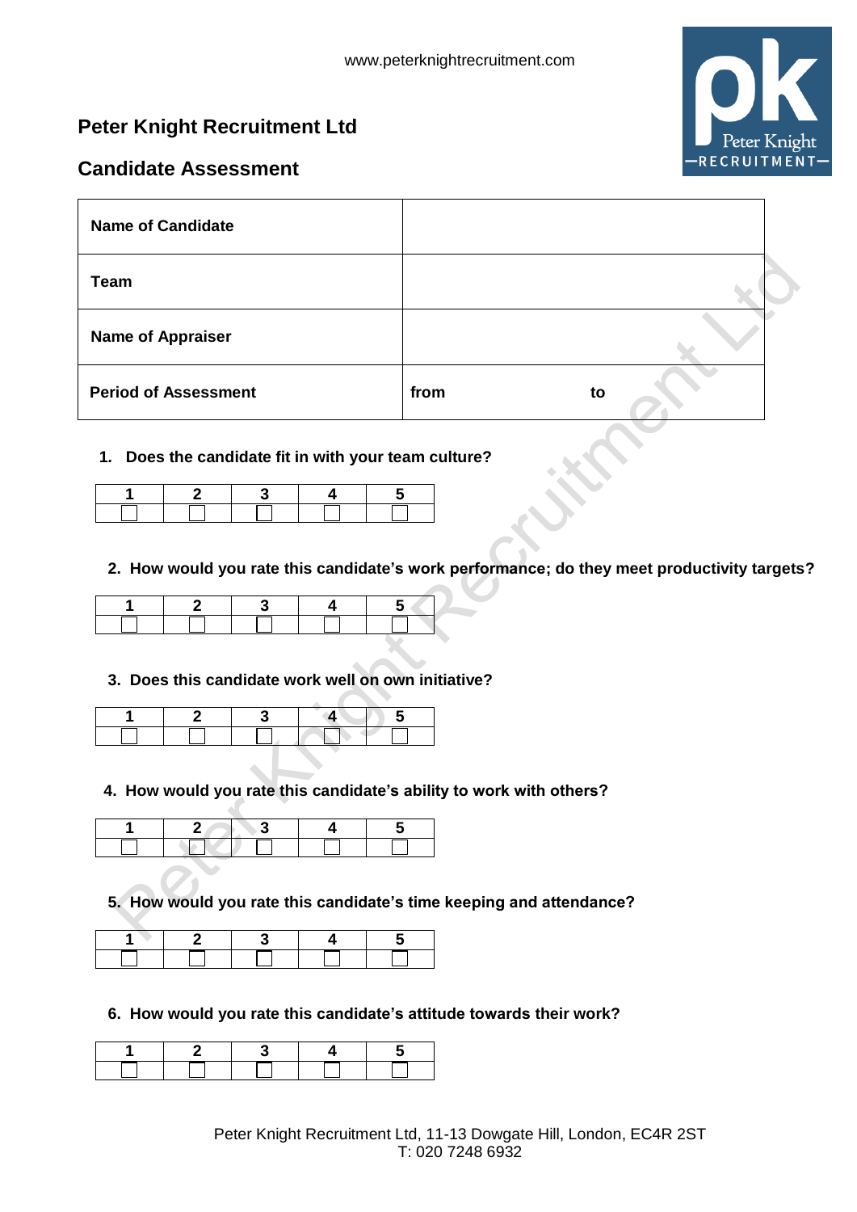www.peterknightrecruitment.com

## Peter Knight Recruitment Ltd

## Candidate Assessment

| **Name of Candidate** | |
|---|---|
| **Team** | |
| **Name of Appraiser** | |
| **Period of Assessment** | **from** **to** |

1. **Does the candidate fit in with your team culture?**

| 1 | 2 | 3 | 4 | 5 |
|---|---|---|---|---|
| ☐ | ☐ | ☐ | ☐ | ☐ |

2. **How would you rate this candidate's work performance; do they meet productivity targets?**

| 1 | 2 | 3 | 4 | 5 |
|---|---|---|---|---|
| ☐ | ☐ | ☐ | ☐ | ☐ |

3. **Does this candidate work well on own initiative?**

| 1 | 2 | 3 | 4 | 5 |
|---|---|---|---|---|
| ☐ | ☐ | ☐ | ☐ | ☐ |

4. **How would you rate this candidate's ability to work with others?**

| 1 | 2 | 3 | 4 | 5 |
|---|---|---|---|---|
| ☐ | ☐ | ☐ | ☐ | ☐ |

5. **How would you rate this candidate's time keeping and attendance?**

| 1 | 2 | 3 | 4 | 5 |
|---|---|---|---|---|
| ☐ | ☐ | ☐ | ☐ | ☐ |

6. **How would you rate this candidate's attitude towards their work?**

| 1 | 2 | 3 | 4 | 5 |
|---|---|---|---|---|
| ☐ | ☐ | ☐ | ☐ | ☐ |

Peter Knight Recruitment Ltd, 11-13 Dowgate Hill, London, EC4R 2ST
T: 020 7248 6932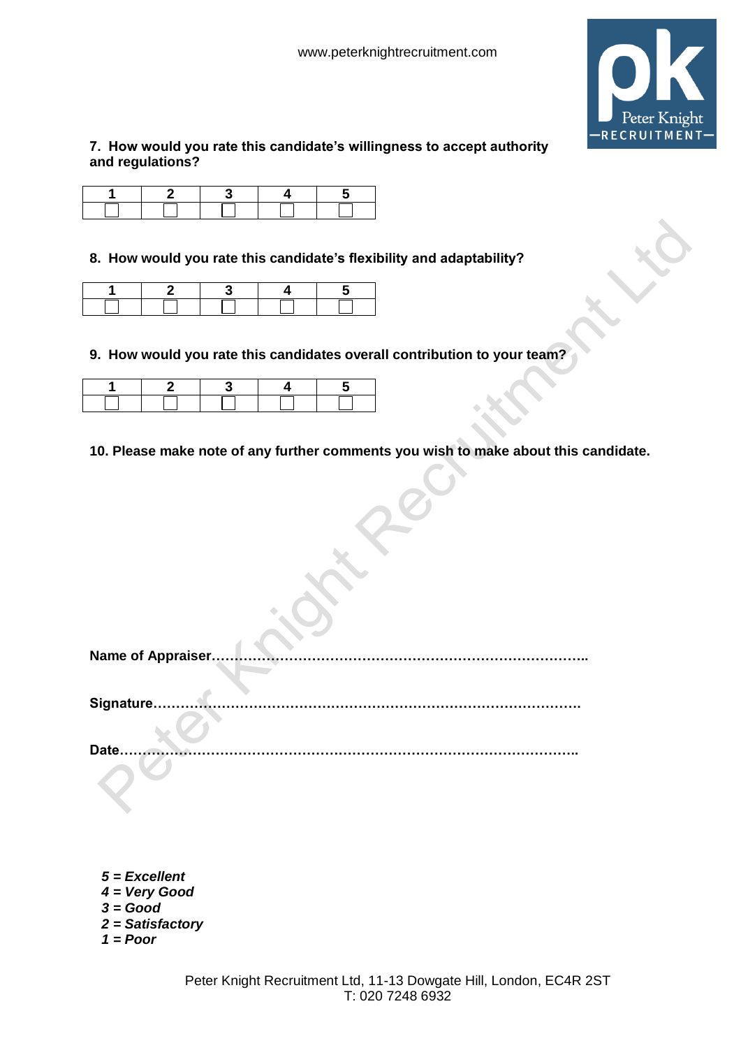www.peterknightrecruitment.com

**7. How would you rate this candidate's willingness to accept authority and regulations?**

| 1 | 2 | 3 | 4 | 5 |
|---|---|---|---|---|
| ☐ | ☐ | ☐ | ☐ | ☐ |

**8. How would you rate this candidate's flexibility and adaptability?**

| 1 | 2 | 3 | 4 | 5 |
|---|---|---|---|---|
| ☐ | ☐ | ☐ | ☐ | ☐ |

**9. How would you rate this candidates overall contribution to your team?**

| 1 | 2 | 3 | 4 | 5 |
|---|---|---|---|---|
| ☐ | ☐ | ☐ | ☐ | ☐ |

**10. Please make note of any further comments you wish to make about this candidate.**

**Name of Appraiser………………………………………………………………………..**

**Signature……………………………………………………………………………….**

**Date……………………………………………………………………………………..**

***5 = Excellent***
***4 = Very Good***
***3 = Good***
***2 = Satisfactory***
***1 = Poor***

Peter Knight Recruitment Ltd, 11-13 Dowgate Hill, London, EC4R 2ST
T: 020 7248 6932